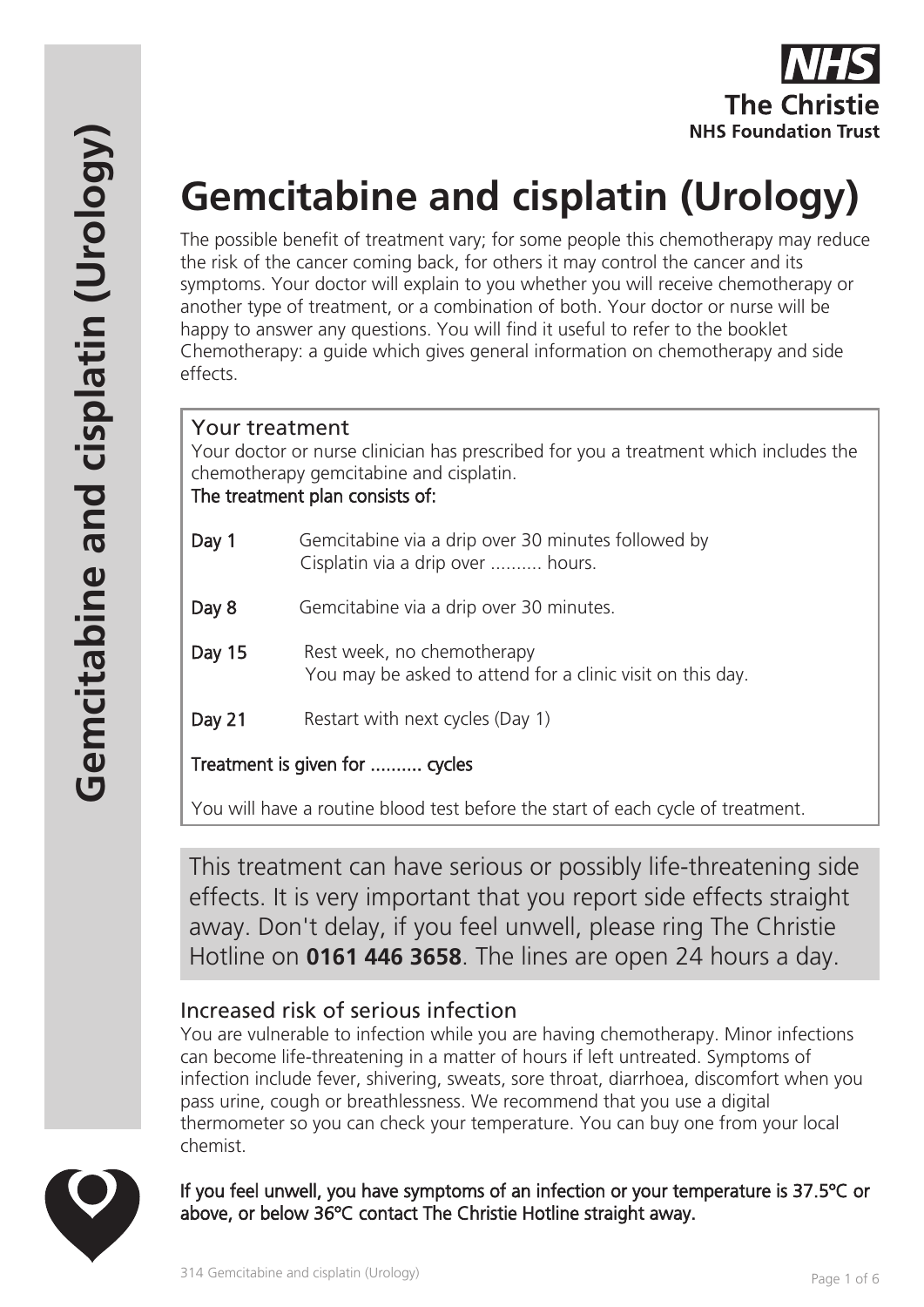# Gemcitabine and cisplatin (Urology)

The possible benefit of treatment vary; for some people this chemotherapy may reduce the risk of the cancer coming back, for others it may control the cancer and its symptoms. Your doctor will explain to you whether you will receive chemotherapy or another type of treatment, or a combination of both. Your doctor or nurse will be happy to answer any questions. You will find it useful to refer to the booklet Chemotherapy: a guide which gives general information on chemotherapy and side effects.

## Your treatment

Your doctor or nurse clinician has prescribed for you a treatment which includes the chemotherapy gemcitabine and cisplatin.

**The treatment plan consists of:**

**Day 1** Gemcitabine via a drip over 30 minutes followed by Cisplatin via a drip over .......... hours.

**Day 8** Gemcitabine via a drip over 30 minutes.

**Day 15** Rest week, no chemotherapy
You may be asked to attend for a clinic visit on this day.

**Day 21** Restart with next cycles (Day 1)

**Treatment is given for .......... cycles**

You will have a routine blood test before the start of each cycle of treatment.

This treatment can have serious or possibly life-threatening side effects. It is very important that you report side effects straight away. Don't delay, if you feel unwell, please ring The Christie Hotline on **0161 446 3658**. The lines are open 24 hours a day.

## Increased risk of serious infection

You are vulnerable to infection while you are having chemotherapy. Minor infections can become life-threatening in a matter of hours if left untreated. Symptoms of infection include fever, shivering, sweats, sore throat, diarrhoea, discomfort when you pass urine, cough or breathlessness. We recommend that you use a digital thermometer so you can check your temperature. You can buy one from your local chemist.

**If you feel unwell, you have symptoms of an infection or your temperature is 37.5°C or above, or below 36°C contact The Christie Hotline straight away.**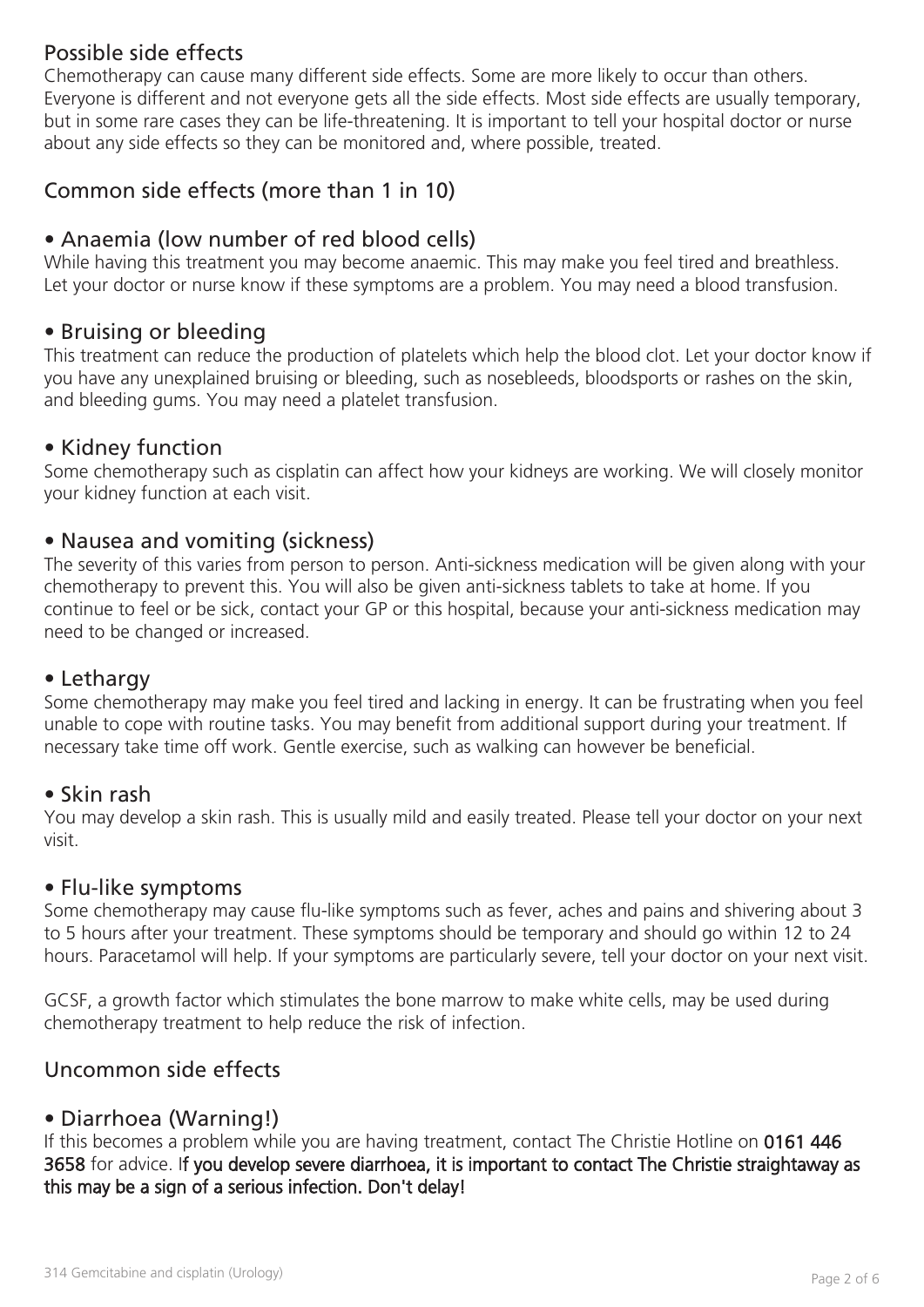## Possible side effects

Chemotherapy can cause many different side effects. Some are more likely to occur than others. Everyone is different and not everyone gets all the side effects. Most side effects are usually temporary, but in some rare cases they can be life-threatening. It is important to tell your hospital doctor or nurse about any side effects so they can be monitored and, where possible, treated.

## Common side effects (more than 1 in 10)

### • Anaemia (low number of red blood cells)

While having this treatment you may become anaemic. This may make you feel tired and breathless. Let your doctor or nurse know if these symptoms are a problem. You may need a blood transfusion.

### • Bruising or bleeding

This treatment can reduce the production of platelets which help the blood clot. Let your doctor know if you have any unexplained bruising or bleeding, such as nosebleeds, bloodsports or rashes on the skin, and bleeding gums. You may need a platelet transfusion.

### • Kidney function

Some chemotherapy such as cisplatin can affect how your kidneys are working. We will closely monitor your kidney function at each visit.

### • Nausea and vomiting (sickness)

The severity of this varies from person to person. Anti-sickness medication will be given along with your chemotherapy to prevent this. You will also be given anti-sickness tablets to take at home. If you continue to feel or be sick, contact your GP or this hospital, because your anti-sickness medication may need to be changed or increased.

### • Lethargy

Some chemotherapy may make you feel tired and lacking in energy. It can be frustrating when you feel unable to cope with routine tasks. You may benefit from additional support during your treatment. If necessary take time off work. Gentle exercise, such as walking can however be beneficial.

### • Skin rash

You may develop a skin rash. This is usually mild and easily treated. Please tell your doctor on your next visit.

### • Flu-like symptoms

Some chemotherapy may cause flu-like symptoms such as fever, aches and pains and shivering about 3 to 5 hours after your treatment. These symptoms should be temporary and should go within 12 to 24 hours. Paracetamol will help. If your symptoms are particularly severe, tell your doctor on your next visit.

GCSF, a growth factor which stimulates the bone marrow to make white cells, may be used during chemotherapy treatment to help reduce the risk of infection.

## Uncommon side effects

### • Diarrhoea (Warning!)

If this becomes a problem while you are having treatment, contact The Christie Hotline on **0161 446 3658** for advice. **If you develop severe diarrhoea, it is important to contact The Christie straightaway as this may be a sign of a serious infection. Don't delay!**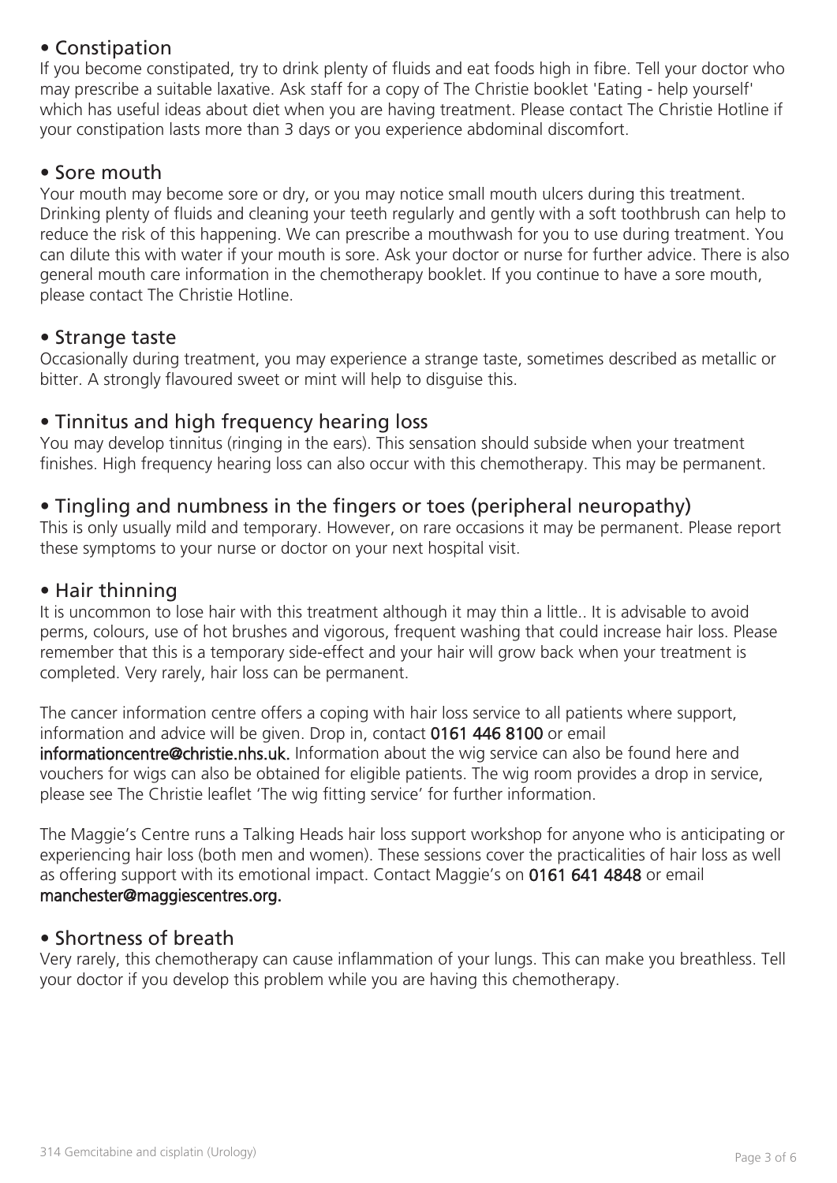## • Constipation

If you become constipated, try to drink plenty of fluids and eat foods high in fibre. Tell your doctor who may prescribe a suitable laxative. Ask staff for a copy of The Christie booklet 'Eating - help yourself' which has useful ideas about diet when you are having treatment. Please contact The Christie Hotline if your constipation lasts more than 3 days or you experience abdominal discomfort.

## • Sore mouth

Your mouth may become sore or dry, or you may notice small mouth ulcers during this treatment. Drinking plenty of fluids and cleaning your teeth regularly and gently with a soft toothbrush can help to reduce the risk of this happening. We can prescribe a mouthwash for you to use during treatment. You can dilute this with water if your mouth is sore. Ask your doctor or nurse for further advice. There is also general mouth care information in the chemotherapy booklet. If you continue to have a sore mouth, please contact The Christie Hotline.

## • Strange taste

Occasionally during treatment, you may experience a strange taste, sometimes described as metallic or bitter. A strongly flavoured sweet or mint will help to disguise this.

## • Tinnitus and high frequency hearing loss

You may develop tinnitus (ringing in the ears). This sensation should subside when your treatment finishes. High frequency hearing loss can also occur with this chemotherapy. This may be permanent.

## • Tingling and numbness in the fingers or toes (peripheral neuropathy)

This is only usually mild and temporary. However, on rare occasions it may be permanent. Please report these symptoms to your nurse or doctor on your next hospital visit.

## • Hair thinning

It is uncommon to lose hair with this treatment although it may thin a little.. It is advisable to avoid perms, colours, use of hot brushes and vigorous, frequent washing that could increase hair loss. Please remember that this is a temporary side-effect and your hair will grow back when your treatment is completed. Very rarely, hair loss can be permanent.

The cancer information centre offers a coping with hair loss service to all patients where support, information and advice will be given. Drop in, contact **0161 446 8100** or email **informationcentre@christie.nhs.uk.** Information about the wig service can also be found here and vouchers for wigs can also be obtained for eligible patients. The wig room provides a drop in service, please see The Christie leaflet 'The wig fitting service' for further information.

The Maggie's Centre runs a Talking Heads hair loss support workshop for anyone who is anticipating or experiencing hair loss (both men and women). These sessions cover the practicalities of hair loss as well as offering support with its emotional impact. Contact Maggie's on **0161 641 4848** or email **manchester@maggiescentres.org.**

## • Shortness of breath

Very rarely, this chemotherapy can cause inflammation of your lungs. This can make you breathless. Tell your doctor if you develop this problem while you are having this chemotherapy.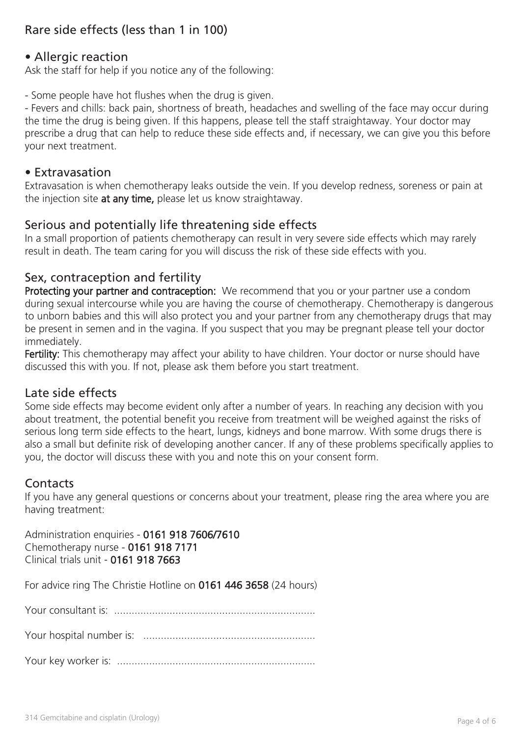## Rare side effects (less than 1 in 100)

### • Allergic reaction

Ask the staff for help if you notice any of the following:

- Some people have hot flushes when the drug is given.
- Fevers and chills: back pain, shortness of breath, headaches and swelling of the face may occur during the time the drug is being given. If this happens, please tell the staff straightaway. Your doctor may prescribe a drug that can help to reduce these side effects and, if necessary, we can give you this before your next treatment.

### • Extravasation

Extravasation is when chemotherapy leaks outside the vein. If you develop redness, soreness or pain at the injection site **at any time,** please let us know straightaway.

## Serious and potentially life threatening side effects

In a small proportion of patients chemotherapy can result in very severe side effects which may rarely result in death. The team caring for you will discuss the risk of these side effects with you.

## Sex, contraception and fertility

**Protecting your partner and contraception:** We recommend that you or your partner use a condom during sexual intercourse while you are having the course of chemotherapy. Chemotherapy is dangerous to unborn babies and this will also protect you and your partner from any chemotherapy drugs that may be present in semen and in the vagina. If you suspect that you may be pregnant please tell your doctor immediately.

**Fertility:** This chemotherapy may affect your ability to have children. Your doctor or nurse should have discussed this with you. If not, please ask them before you start treatment.

## Late side effects

Some side effects may become evident only after a number of years. In reaching any decision with you about treatment, the potential benefit you receive from treatment will be weighed against the risks of serious long term side effects to the heart, lungs, kidneys and bone marrow. With some drugs there is also a small but definite risk of developing another cancer. If any of these problems specifically applies to you, the doctor will discuss these with you and note this on your consent form.

## Contacts

If you have any general questions or concerns about your treatment, please ring the area where you are having treatment:

Administration enquiries - **0161 918 7606/7610**
Chemotherapy nurse - **0161 918 7171**
Clinical trials unit - **0161 918 7663**

For advice ring The Christie Hotline on **0161 446 3658** (24 hours)

Your consultant is: .....................................................................

Your hospital number is: ...........................................................

Your key worker is: ....................................................................

314 Gemcitabine and cisplatin (Urology)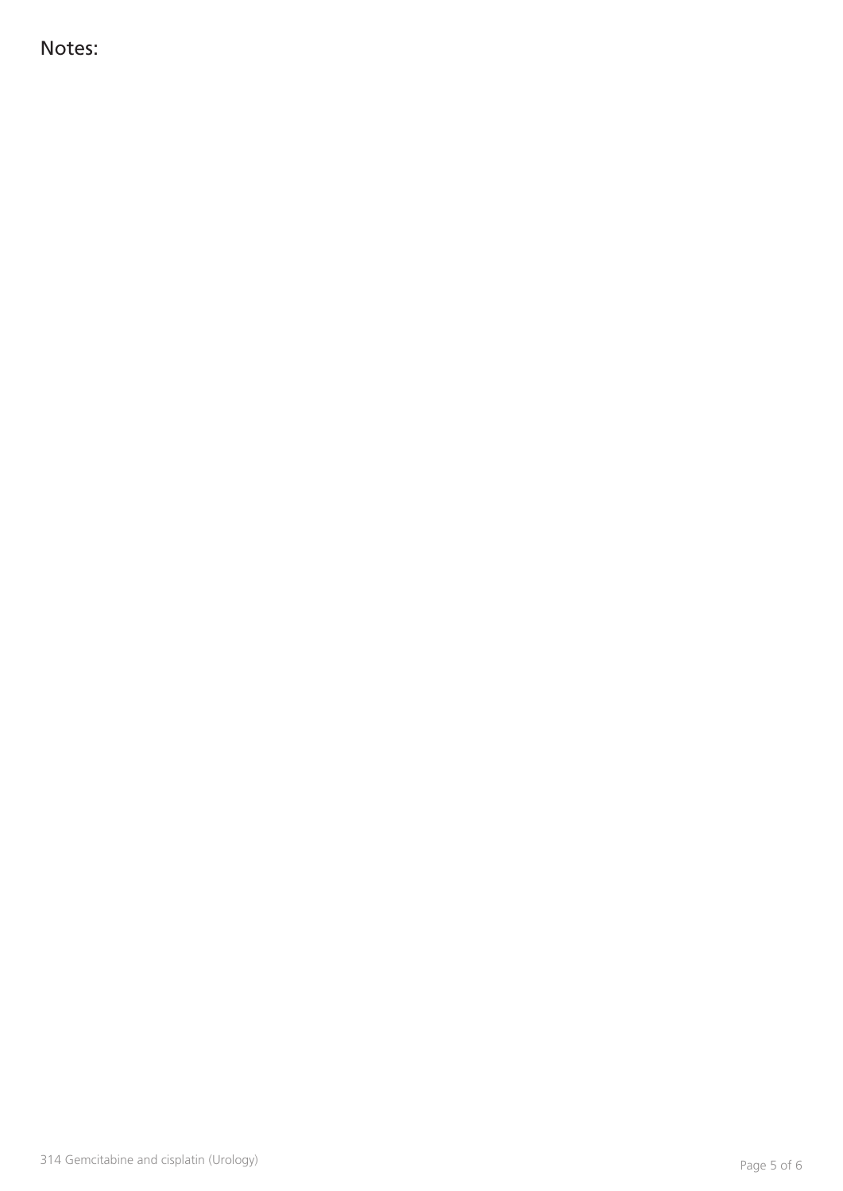Notes: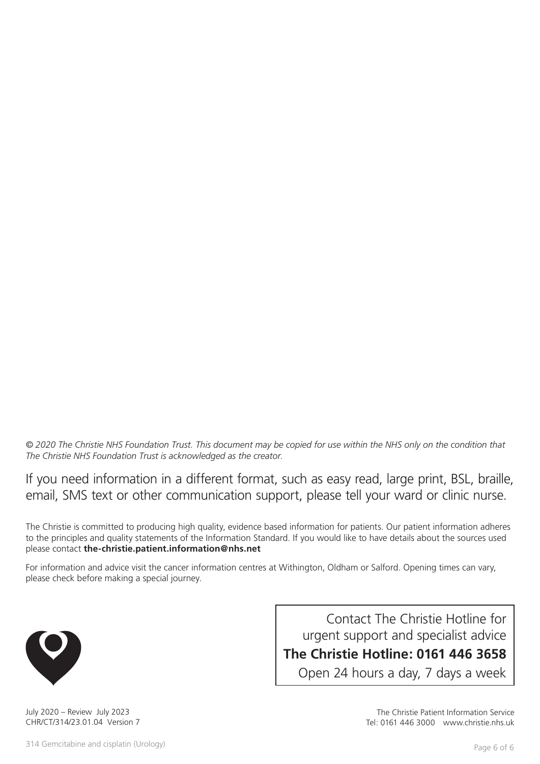*© 2020 The Christie NHS Foundation Trust. This document may be copied for use within the NHS only on the condition that The Christie NHS Foundation Trust is acknowledged as the creator.*

If you need information in a different format, such as easy read, large print, BSL, braille, email, SMS text or other communication support, please tell your ward or clinic nurse.

The Christie is committed to producing high quality, evidence based information for patients. Our patient information adheres to the principles and quality statements of the Information Standard. If you would like to have details about the sources used please contact **the-christie.patient.information@nhs.net**

For information and advice visit the cancer information centres at Withington, Oldham or Salford. Opening times can vary, please check before making a special journey.

Contact The Christie Hotline for urgent support and specialist advice

**The Christie Hotline: 0161 446 3658**

Open 24 hours a day, 7 days a week

July 2020 – Review July 2023
CHR/CT/314/23.01.04 Version 7

The Christie Patient Information Service
Tel: 0161 446 3000 www.christie.nhs.uk

314 Gemcitabine and cisplatin (Urology)